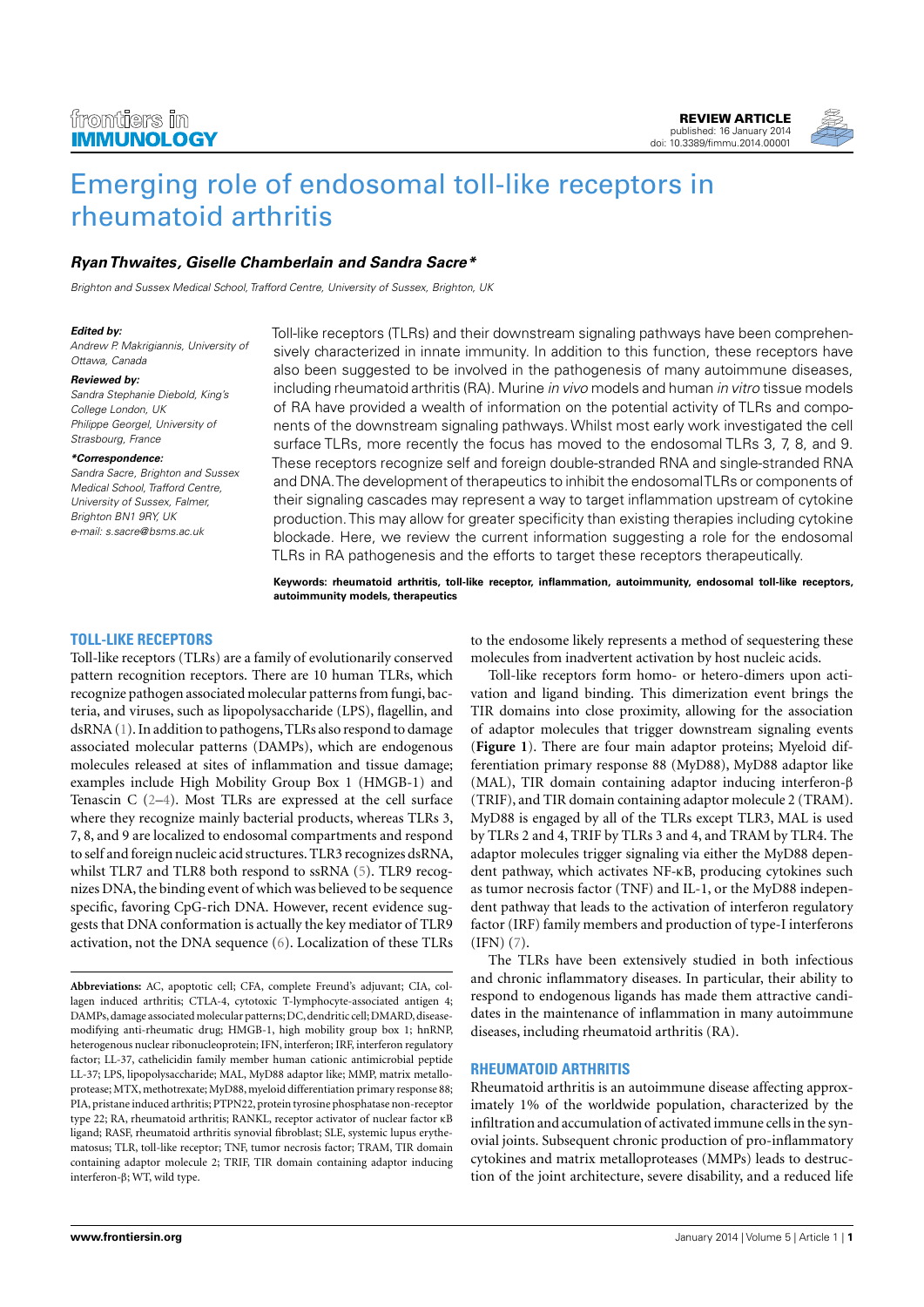# Emerging role of endosomal toll-like receptors in rheumatoid arthritis

***Ryan Thwaites, Giselle Chamberlain and Sandra Sacre****

*Brighton and Sussex Medical School, Trafford Centre, University of Sussex, Brighton, UK*

***Edited by:***
*Andrew P. Makrigiannis, University of Ottawa, Canada*

***Reviewed by:***
*Sandra Stephanie Diebold, King's College London, UK*
*Philippe Georgel, University of Strasbourg, France*

****Correspondence:***
*Sandra Sacre, Brighton and Sussex Medical School, Trafford Centre, University of Sussex, Falmer, Brighton BN1 9RY, UK*
*e-mail: s.sacre@bsms.ac.uk*

Toll-like receptors (TLRs) and their downstream signaling pathways have been comprehensively characterized in innate immunity. In addition to this function, these receptors have also been suggested to be involved in the pathogenesis of many autoimmune diseases, including rheumatoid arthritis (RA). Murine *in vivo* models and human *in vitro* tissue models of RA have provided a wealth of information on the potential activity of TLRs and components of the downstream signaling pathways. Whilst most early work investigated the cell surface TLRs, more recently the focus has moved to the endosomal TLRs 3, 7, 8, and 9. These receptors recognize self and foreign double-stranded RNA and single-stranded RNA and DNA. The development of therapeutics to inhibit the endosomal TLRs or components of their signaling cascades may represent a way to target inflammation upstream of cytokine production. This may allow for greater specificity than existing therapies including cytokine blockade. Here, we review the current information suggesting a role for the endosomal TLRs in RA pathogenesis and the efforts to target these receptors therapeutically.

**Keywords: rheumatoid arthritis, toll-like receptor, inflammation, autoimmunity, endosomal toll-like receptors, autoimmunity models, therapeutics**

## TOLL-LIKE RECEPTORS

Toll-like receptors (TLRs) are a family of evolutionarily conserved pattern recognition receptors. There are 10 human TLRs, which recognize pathogen associated molecular patterns from fungi, bacteria, and viruses, such as lipopolysaccharide (LPS), flagellin, and dsRNA (1). In addition to pathogens, TLRs also respond to damage associated molecular patterns (DAMPs), which are endogenous molecules released at sites of inflammation and tissue damage; examples include High Mobility Group Box 1 (HMGB-1) and Tenascin C (2–4). Most TLRs are expressed at the cell surface where they recognize mainly bacterial products, whereas TLRs 3, 7, 8, and 9 are localized to endosomal compartments and respond to self and foreign nucleic acid structures. TLR3 recognizes dsRNA, whilst TLR7 and TLR8 both respond to ssRNA (5). TLR9 recognizes DNA, the binding event of which was believed to be sequence specific, favoring CpG-rich DNA. However, recent evidence suggests that DNA conformation is actually the key mediator of TLR9 activation, not the DNA sequence (6). Localization of these TLRs to the endosome likely represents a method of sequestering these molecules from inadvertent activation by host nucleic acids.

Toll-like receptors form homo- or hetero-dimers upon activation and ligand binding. This dimerization event brings the TIR domains into close proximity, allowing for the association of adaptor molecules that trigger downstream signaling events (**Figure 1**). There are four main adaptor proteins; Myeloid differentiation primary response 88 (MyD88), MyD88 adaptor like (MAL), TIR domain containing adaptor inducing interferon-β (TRIF), and TIR domain containing adaptor molecule 2 (TRAM). MyD88 is engaged by all of the TLRs except TLR3, MAL is used by TLRs 2 and 4, TRIF by TLRs 3 and 4, and TRAM by TLR4. The adaptor molecules trigger signaling via either the MyD88 dependent pathway, which activates NF-κB, producing cytokines such as tumor necrosis factor (TNF) and IL-1, or the MyD88 independent pathway that leads to the activation of interferon regulatory factor (IRF) family members and production of type-I interferons (IFN) (7).

The TLRs have been extensively studied in both infectious and chronic inflammatory diseases. In particular, their ability to respond to endogenous ligands has made them attractive candidates in the maintenance of inflammation in many autoimmune diseases, including rheumatoid arthritis (RA).

## RHEUMATOID ARTHRITIS

Rheumatoid arthritis is an autoimmune disease affecting approximately 1% of the worldwide population, characterized by the infiltration and accumulation of activated immune cells in the synovial joints. Subsequent chronic production of pro-inflammatory cytokines and matrix metalloproteases (MMPs) leads to destruction of the joint architecture, severe disability, and a reduced life

**Abbreviations:** AC, apoptotic cell; CFA, complete Freund's adjuvant; CIA, collagen induced arthritis; CTLA-4, cytotoxic T-lymphocyte-associated antigen 4; DAMPs, damage associated molecular patterns; DC, dendritic cell; DMARD, disease-modifying anti-rheumatic drug; HMGB-1, high mobility group box 1; hnRNP, heterogenous nuclear ribonucleoprotein; IFN, interferon; IRF, interferon regulatory factor; LL-37, cathelicidin family member human cationic antimicrobial peptide LL-37; LPS, lipopolysaccharide; MAL, MyD88 adaptor like; MMP, matrix metalloprotease; MTX, methotrexate; MyD88, myeloid differentiation primary response 88; PIA, pristane induced arthritis; PTPN22, protein tyrosine phosphatase non-receptor type 22; RA, rheumatoid arthritis; RANKL, receptor activator of nuclear factor κB ligand; RASF, rheumatoid arthritis synovial fibroblast; SLE, systemic lupus erythematosus; TLR, toll-like receptor; TNF, tumor necrosis factor; TRAM, TIR domain containing adaptor molecule 2; TRIF, TIR domain containing adaptor inducing interferon-β; WT, wild type.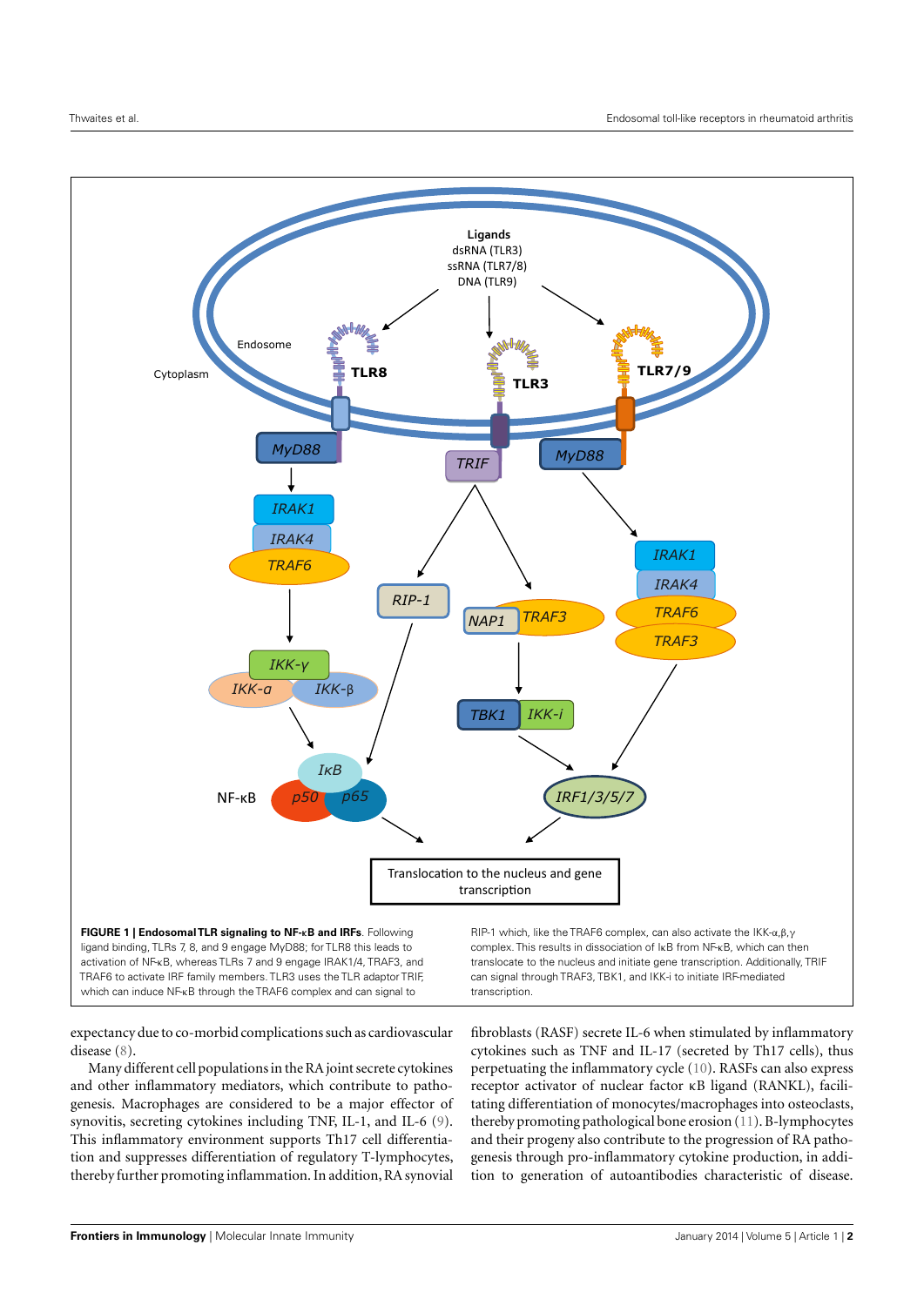**FIGURE 1 | Endosomal TLR signaling to NF-κB and IRFs**. Following ligand binding, TLRs 7, 8, and 9 engage MyD88; for TLR8 this leads to activation of NF-κB, whereas TLRs 7 and 9 engage IRAK1/4, TRAF3, and TRAF6 to activate IRF family members. TLR3 uses the TLR adaptor TRIF, which can induce NF-κB through the TRAF6 complex and can signal to RIP-1 which, like the TRAF6 complex, can also activate the IKK-α,β,γ complex. This results in dissociation of IκB from NF-κB, which can then translocate to the nucleus and initiate gene transcription. Additionally, TRIF can signal through TRAF3, TBK1, and IKK-i to initiate IRF-mediated transcription.

expectancy due to co-morbid complications such as cardiovascular disease (8).

Many different cell populations in the RA joint secrete cytokines and other inflammatory mediators, which contribute to pathogenesis. Macrophages are considered to be a major effector of synovitis, secreting cytokines including TNF, IL-1, and IL-6 (9). This inflammatory environment supports Th17 cell differentiation and suppresses differentiation of regulatory T-lymphocytes, thereby further promoting inflammation. In addition, RA synovial fibroblasts (RASF) secrete IL-6 when stimulated by inflammatory cytokines such as TNF and IL-17 (secreted by Th17 cells), thus perpetuating the inflammatory cycle (10). RASFs can also express receptor activator of nuclear factor κB ligand (RANKL), facilitating differentiation of monocytes/macrophages into osteoclasts, thereby promoting pathological bone erosion (11). B-lymphocytes and their progeny also contribute to the progression of RA pathogenesis through pro-inflammatory cytokine production, in addition to generation of autoantibodies characteristic of disease.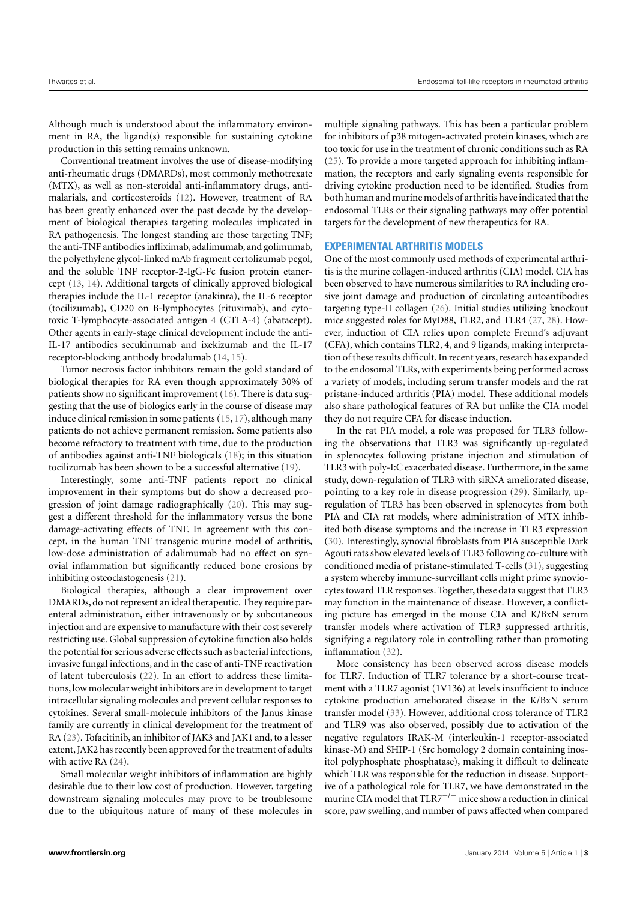Although much is understood about the inflammatory environment in RA, the ligand(s) responsible for sustaining cytokine production in this setting remains unknown.

Conventional treatment involves the use of disease-modifying anti-rheumatic drugs (DMARDs), most commonly methotrexate (MTX), as well as non-steroidal anti-inflammatory drugs, antimalarials, and corticosteroids (12). However, treatment of RA has been greatly enhanced over the past decade by the development of biological therapies targeting molecules implicated in RA pathogenesis. The longest standing are those targeting TNF; the anti-TNF antibodies infliximab, adalimumab, and golimumab, the polyethylene glycol-linked mAb fragment certolizumab pegol, and the soluble TNF receptor-2-IgG-Fc fusion protein etanercept (13, 14). Additional targets of clinically approved biological therapies include the IL-1 receptor (anakinra), the IL-6 receptor (tocilizumab), CD20 on B-lymphocytes (rituximab), and cytotoxic T-lymphocyte-associated antigen 4 (CTLA-4) (abatacept). Other agents in early-stage clinical development include the anti-IL-17 antibodies secukinumab and ixekizumab and the IL-17 receptor-blocking antibody brodalumab (14, 15).

Tumor necrosis factor inhibitors remain the gold standard of biological therapies for RA even though approximately 30% of patients show no significant improvement (16). There is data suggesting that the use of biologics early in the course of disease may induce clinical remission in some patients (15, 17), although many patients do not achieve permanent remission. Some patients also become refractory to treatment with time, due to the production of antibodies against anti-TNF biologicals (18); in this situation tocilizumab has been shown to be a successful alternative (19).

Interestingly, some anti-TNF patients report no clinical improvement in their symptoms but do show a decreased progression of joint damage radiographically (20). This may suggest a different threshold for the inflammatory versus the bone damage-activating effects of TNF. In agreement with this concept, in the human TNF transgenic murine model of arthritis, low-dose administration of adalimumab had no effect on synovial inflammation but significantly reduced bone erosions by inhibiting osteoclastogenesis (21).

Biological therapies, although a clear improvement over DMARDs, do not represent an ideal therapeutic. They require parenteral administration, either intravenously or by subcutaneous injection and are expensive to manufacture with their cost severely restricting use. Global suppression of cytokine function also holds the potential for serious adverse effects such as bacterial infections, invasive fungal infections, and in the case of anti-TNF reactivation of latent tuberculosis (22). In an effort to address these limitations, low molecular weight inhibitors are in development to target intracellular signaling molecules and prevent cellular responses to cytokines. Several small-molecule inhibitors of the Janus kinase family are currently in clinical development for the treatment of RA (23). Tofacitinib, an inhibitor of JAK3 and JAK1 and, to a lesser extent, JAK2 has recently been approved for the treatment of adults with active RA (24).

Small molecular weight inhibitors of inflammation are highly desirable due to their low cost of production. However, targeting downstream signaling molecules may prove to be troublesome due to the ubiquitous nature of many of these molecules in multiple signaling pathways. This has been a particular problem for inhibitors of p38 mitogen-activated protein kinases, which are too toxic for use in the treatment of chronic conditions such as RA (25). To provide a more targeted approach for inhibiting inflammation, the receptors and early signaling events responsible for driving cytokine production need to be identified. Studies from both human and murine models of arthritis have indicated that the endosomal TLRs or their signaling pathways may offer potential targets for the development of new therapeutics for RA.

## EXPERIMENTAL ARTHRITIS MODELS

One of the most commonly used methods of experimental arthritis is the murine collagen-induced arthritis (CIA) model. CIA has been observed to have numerous similarities to RA including erosive joint damage and production of circulating autoantibodies targeting type-II collagen (26). Initial studies utilizing knockout mice suggested roles for MyD88, TLR2, and TLR4 (27, 28). However, induction of CIA relies upon complete Freund's adjuvant (CFA), which contains TLR2, 4, and 9 ligands, making interpretation of these results difficult. In recent years, research has expanded to the endosomal TLRs, with experiments being performed across a variety of models, including serum transfer models and the rat pristane-induced arthritis (PIA) model. These additional models also share pathological features of RA but unlike the CIA model they do not require CFA for disease induction.

In the rat PIA model, a role was proposed for TLR3 following the observations that TLR3 was significantly up-regulated in splenocytes following pristane injection and stimulation of TLR3 with poly-I:C exacerbated disease. Furthermore, in the same study, down-regulation of TLR3 with siRNA ameliorated disease, pointing to a key role in disease progression (29). Similarly, up-regulation of TLR3 has been observed in splenocytes from both PIA and CIA rat models, where administration of MTX inhibited both disease symptoms and the increase in TLR3 expression (30). Interestingly, synovial fibroblasts from PIA susceptible Dark Agouti rats show elevated levels of TLR3 following co-culture with conditioned media of pristane-stimulated T-cells (31), suggesting a system whereby immune-surveillant cells might prime synoviocytes toward TLR responses. Together, these data suggest that TLR3 may function in the maintenance of disease. However, a conflicting picture has emerged in the mouse CIA and K/BxN serum transfer models where activation of TLR3 suppressed arthritis, signifying a regulatory role in controlling rather than promoting inflammation (32).

More consistency has been observed across disease models for TLR7. Induction of TLR7 tolerance by a short-course treatment with a TLR7 agonist (1V136) at levels insufficient to induce cytokine production ameliorated disease in the K/BxN serum transfer model (33). However, additional cross tolerance of TLR2 and TLR9 was also observed, possibly due to activation of the negative regulators IRAK-M (interleukin-1 receptor-associated kinase-M) and SHIP-1 (Src homology 2 domain containing inositol polyphosphate phosphatase), making it difficult to delineate which TLR was responsible for the reduction in disease. Supportive of a pathological role for TLR7, we have demonstrated in the murine CIA model that TLR7$^{-/-}$ mice show a reduction in clinical score, paw swelling, and number of paws affected when compared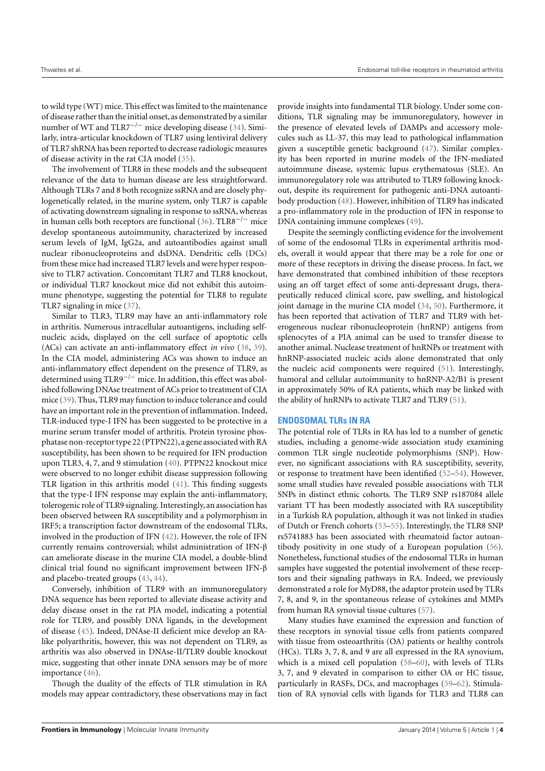to wild type (WT) mice. This effect was limited to the maintenance of disease rather than the initial onset, as demonstrated by a similar number of WT and TLR7$^{-/-}$ mice developing disease (34). Similarly, intra-articular knockdown of TLR7 using lentiviral delivery of TLR7 shRNA has been reported to decrease radiologic measures of disease activity in the rat CIA model (35).

The involvement of TLR8 in these models and the subsequent relevance of the data to human disease are less straightforward. Although TLRs 7 and 8 both recognize ssRNA and are closely phylogenetically related, in the murine system, only TLR7 is capable of activating downstream signaling in response to ssRNA, whereas in human cells both receptors are functional (36). TLR8$^{-/-}$ mice develop spontaneous autoimmunity, characterized by increased serum levels of IgM, IgG2a, and autoantibodies against small nuclear ribonucleoproteins and dsDNA. Dendritic cells (DCs) from these mice had increased TLR7 levels and were hyper responsive to TLR7 activation. Concomitant TLR7 and TLR8 knockout, or individual TLR7 knockout mice did not exhibit this autoimmune phenotype, suggesting the potential for TLR8 to regulate TLR7 signaling in mice (37).

Similar to TLR3, TLR9 may have an anti-inflammatory role in arthritis. Numerous intracellular autoantigens, including self-nucleic acids, displayed on the cell surface of apoptotic cells (ACs) can activate an anti-inflammatory effect *in vivo* (38, 39). In the CIA model, administering ACs was shown to induce an anti-inflammatory effect dependent on the presence of TLR9, as determined using TLR9$^{-/-}$ mice. In addition, this effect was abolished following DNAse treatment of ACs prior to treatment of CIA mice (39). Thus, TLR9 may function to induce tolerance and could have an important role in the prevention of inflammation. Indeed, TLR-induced type-I IFN has been suggested to be protective in a murine serum transfer model of arthritis. Protein tyrosine phosphatase non-receptor type 22 (PTPN22), a gene associated with RA susceptibility, has been shown to be required for IFN production upon TLR3, 4, 7, and 9 stimulation (40). PTPN22 knockout mice were observed to no longer exhibit disease suppression following TLR ligation in this arthritis model (41). This finding suggests that the type-I IFN response may explain the anti-inflammatory, tolerogenic role of TLR9 signaling. Interestingly, an association has been observed between RA susceptibility and a polymorphism in IRF5; a transcription factor downstream of the endosomal TLRs, involved in the production of IFN (42). However, the role of IFN currently remains controversial; whilst administration of IFN-β can ameliorate disease in the murine CIA model, a double-blind clinical trial found no significant improvement between IFN-β and placebo-treated groups (43, 44).

Conversely, inhibition of TLR9 with an immunoregulatory DNA sequence has been reported to alleviate disease activity and delay disease onset in the rat PIA model, indicating a potential role for TLR9, and possibly DNA ligands, in the development of disease (45). Indeed, DNAse-II deficient mice develop an RA-like polyarthritis, however, this was not dependent on TLR9, as arthritis was also observed in DNAse-II/TLR9 double knockout mice, suggesting that other innate DNA sensors may be of more importance (46).

Though the duality of the effects of TLR stimulation in RA models may appear contradictory, these observations may in fact provide insights into fundamental TLR biology. Under some conditions, TLR signaling may be immunoregulatory, however in the presence of elevated levels of DAMPs and accessory molecules such as LL-37, this may lead to pathological inflammation given a susceptible genetic background (47). Similar complexity has been reported in murine models of the IFN-mediated autoimmune disease, systemic lupus erythematosus (SLE). An immunoregulatory role was attributed to TLR9 following knockout, despite its requirement for pathogenic anti-DNA autoantibody production (48). However, inhibition of TLR9 has indicated a pro-inflammatory role in the production of IFN in response to DNA containing immune complexes (49).

Despite the seemingly conflicting evidence for the involvement of some of the endosomal TLRs in experimental arthritis models, overall it would appear that there may be a role for one or more of these receptors in driving the disease process. In fact, we have demonstrated that combined inhibition of these receptors using an off target effect of some anti-depressant drugs, therapeutically reduced clinical score, paw swelling, and histological joint damage in the murine CIA model (34, 50). Furthermore, it has been reported that activation of TLR7 and TLR9 with heterogeneous nuclear ribonucleoprotein (hnRNP) antigens from splenocytes of a PIA animal can be used to transfer disease to another animal. Nuclease treatment of hnRNPs or treatment with hnRNP-associated nucleic acids alone demonstrated that only the nucleic acid components were required (51). Interestingly, humoral and cellular autoimmunity to hnRNP-A2/B1 is present in approximately 50% of RA patients, which may be linked with the ability of hnRNPs to activate TLR7 and TLR9 (51).

## ENDOSOMAL TLRs IN RA

The potential role of TLRs in RA has led to a number of genetic studies, including a genome-wide association study examining common TLR single nucleotide polymorphisms (SNP). However, no significant associations with RA susceptibility, severity, or response to treatment have been identified (52–54). However, some small studies have revealed possible associations with TLR SNPs in distinct ethnic cohorts. The TLR9 SNP rs187084 allele variant TT has been modestly associated with RA susceptibility in a Turkish RA population, although it was not linked in studies of Dutch or French cohorts (53–55). Interestingly, the TLR8 SNP rs5741883 has been associated with rheumatoid factor autoantibody positivity in one study of a European population (56). Nonetheless, functional studies of the endosomal TLRs in human samples have suggested the potential involvement of these receptors and their signaling pathways in RA. Indeed, we previously demonstrated a role for MyD88, the adaptor protein used by TLRs 7, 8, and 9, in the spontaneous release of cytokines and MMPs from human RA synovial tissue cultures (57).

Many studies have examined the expression and function of these receptors in synovial tissue cells from patients compared with tissue from osteoarthritis (OA) patients or healthy controls (HCs). TLRs 3, 7, 8, and 9 are all expressed in the RA synovium, which is a mixed cell population (58–60), with levels of TLRs 3, 7, and 9 elevated in comparison to either OA or HC tissue, particularly in RASFs, DCs, and macrophages (59–62). Stimulation of RA synovial cells with ligands for TLR3 and TLR8 can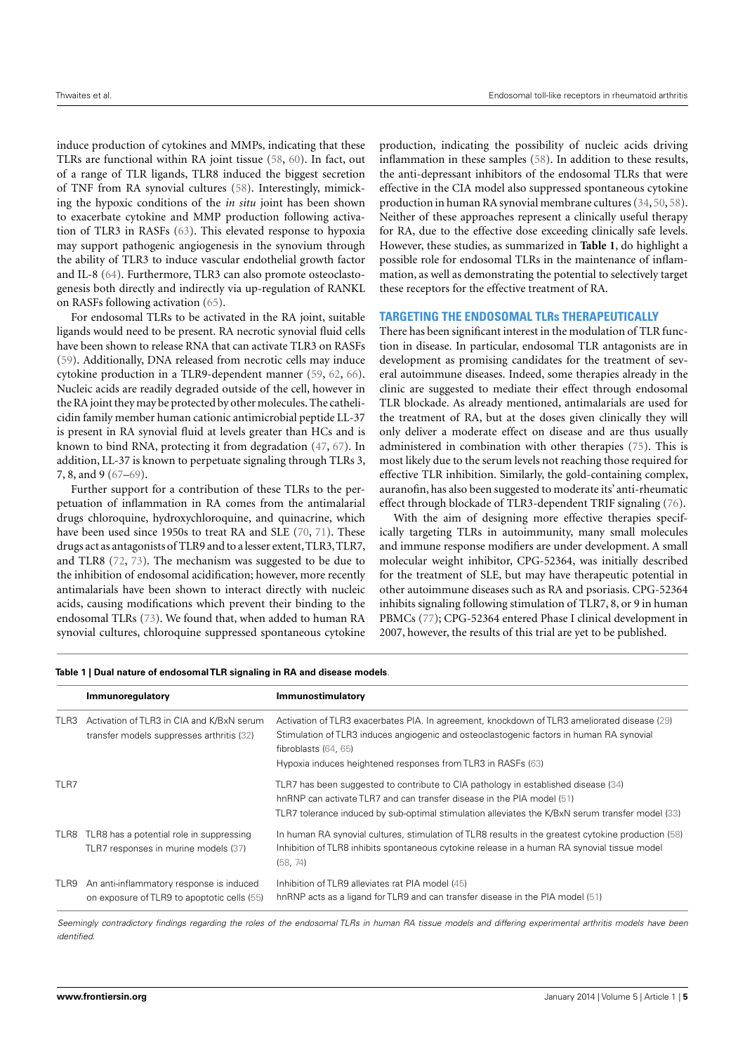induce production of cytokines and MMPs, indicating that these TLRs are functional within RA joint tissue (58, 60). In fact, out of a range of TLR ligands, TLR8 induced the biggest secretion of TNF from RA synovial cultures (58). Interestingly, mimicking the hypoxic conditions of the *in situ* joint has been shown to exacerbate cytokine and MMP production following activation of TLR3 in RASFs (63). This elevated response to hypoxia may support pathogenic angiogenesis in the synovium through the ability of TLR3 to induce vascular endothelial growth factor and IL-8 (64). Furthermore, TLR3 can also promote osteoclastogenesis both directly and indirectly via up-regulation of RANKL on RASFs following activation (65).

For endosomal TLRs to be activated in the RA joint, suitable ligands would need to be present. RA necrotic synovial fluid cells have been shown to release RNA that can activate TLR3 on RASFs (59). Additionally, DNA released from necrotic cells may induce cytokine production in a TLR9-dependent manner (59, 62, 66). Nucleic acids are readily degraded outside of the cell, however in the RA joint they may be protected by other molecules. The cathelicidin family member human cationic antimicrobial peptide LL-37 is present in RA synovial fluid at levels greater than HCs and is known to bind RNA, protecting it from degradation (47, 67). In addition, LL-37 is known to perpetuate signaling through TLRs 3, 7, 8, and 9 (67–69).

Further support for a contribution of these TLRs to the perpetuation of inflammation in RA comes from the antimalarial drugs chloroquine, hydroxychloroquine, and quinacrine, which have been used since 1950s to treat RA and SLE (70, 71). These drugs act as antagonists of TLR9 and to a lesser extent, TLR3, TLR7, and TLR8 (72, 73). The mechanism was suggested to be due to the inhibition of endosomal acidification; however, more recently antimalarials have been shown to interact directly with nucleic acids, causing modifications which prevent their binding to the endosomal TLRs (73). We found that, when added to human RA synovial cultures, chloroquine suppressed spontaneous cytokine production, indicating the possibility of nucleic acids driving inflammation in these samples (58). In addition to these results, the anti-depressant inhibitors of the endosomal TLRs that were effective in the CIA model also suppressed spontaneous cytokine production in human RA synovial membrane cultures (34, 50, 58). Neither of these approaches represent a clinically useful therapy for RA, due to the effective dose exceeding clinically safe levels. However, these studies, as summarized in **Table 1**, do highlight a possible role for endosomal TLRs in the maintenance of inflammation, as well as demonstrating the potential to selectively target these receptors for the effective treatment of RA.

## TARGETING THE ENDOSOMAL TLRs THERAPEUTICALLY

There has been significant interest in the modulation of TLR function in disease. In particular, endosomal TLR antagonists are in development as promising candidates for the treatment of several autoimmune diseases. Indeed, some therapies already in the clinic are suggested to mediate their effect through endosomal TLR blockade. As already mentioned, antimalarials are used for the treatment of RA, but at the doses given clinically they will only deliver a moderate effect on disease and are thus usually administered in combination with other therapies (75). This is most likely due to the serum levels not reaching those required for effective TLR inhibition. Similarly, the gold-containing complex, auranofin, has also been suggested to moderate its' anti-rheumatic effect through blockade of TLR3-dependent TRIF signaling (76).

With the aim of designing more effective therapies specifically targeting TLRs in autoimmunity, many small molecules and immune response modifiers are under development. A small molecular weight inhibitor, CPG-52364, was initially described for the treatment of SLE, but may have therapeutic potential in other autoimmune diseases such as RA and psoriasis. CPG-52364 inhibits signaling following stimulation of TLR7, 8, or 9 in human PBMCs (77); CPG-52364 entered Phase I clinical development in 2007, however, the results of this trial are yet to be published.

**Table 1 | Dual nature of endosomal TLR signaling in RA and disease models.**

| | Immunoregulatory | Immunostimulatory |
|---|---|---|
| TLR3 | Activation of TLR3 in CIA and K/BxN serum transfer models suppresses arthritis (32) | Activation of TLR3 exacerbates PIA. In agreement, knockdown of TLR3 ameliorated disease (29)<br>Stimulation of TLR3 induces angiogenic and osteoclastogenic factors in human RA synovial fibroblasts (64, 65)<br>Hypoxia induces heightened responses from TLR3 in RASFs (63) |
| TLR7 | | TLR7 has been suggested to contribute to CIA pathology in established disease (34)<br>hnRNP can activate TLR7 and can transfer disease in the PIA model (51)<br>TLR7 tolerance induced by sub-optimal stimulation alleviates the K/BxN serum transfer model (33) |
| TLR8 | TLR8 has a potential role in suppressing TLR7 responses in murine models (37) | In human RA synovial cultures, stimulation of TLR8 results in the greatest cytokine production (58)<br>Inhibition of TLR8 inhibits spontaneous cytokine release in a human RA synovial tissue model (58, 74) |
| TLR9 | An anti-inflammatory response is induced on exposure of TLR9 to apoptotic cells (55) | Inhibition of TLR9 alleviates rat PIA model (45)<br>hnRNP acts as a ligand for TLR9 and can transfer disease in the PIA model (51) |

*Seemingly contradictory findings regarding the roles of the endosomal TLRs in human RA tissue models and differing experimental arthritis models have been identified.*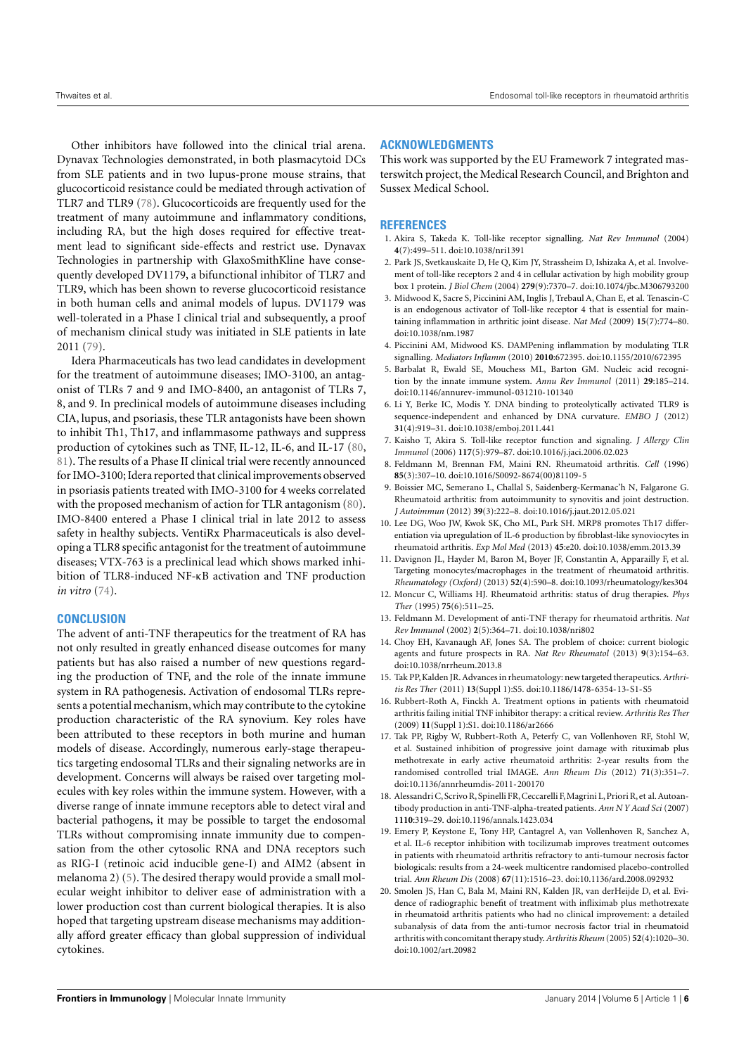Other inhibitors have followed into the clinical trial arena. Dynavax Technologies demonstrated, in both plasmacytoid DCs from SLE patients and in two lupus-prone mouse strains, that glucocorticoid resistance could be mediated through activation of TLR7 and TLR9 (78). Glucocorticoids are frequently used for the treatment of many autoimmune and inflammatory conditions, including RA, but the high doses required for effective treatment lead to significant side-effects and restrict use. Dynavax Technologies in partnership with GlaxoSmithKline have consequently developed DV1179, a bifunctional inhibitor of TLR7 and TLR9, which has been shown to reverse glucocorticoid resistance in both human cells and animal models of lupus. DV1179 was well-tolerated in a Phase I clinical trial and subsequently, a proof of mechanism clinical study was initiated in SLE patients in late 2011 (79).

Idera Pharmaceuticals has two lead candidates in development for the treatment of autoimmune diseases; IMO-3100, an antagonist of TLRs 7 and 9 and IMO-8400, an antagonist of TLRs 7, 8, and 9. In preclinical models of autoimmune diseases including CIA, lupus, and psoriasis, these TLR antagonists have been shown to inhibit Th1, Th17, and inflammasome pathways and suppress production of cytokines such as TNF, IL-12, IL-6, and IL-17 (80, 81). The results of a Phase II clinical trial were recently announced for IMO-3100; Idera reported that clinical improvements observed in psoriasis patients treated with IMO-3100 for 4 weeks correlated with the proposed mechanism of action for TLR antagonism (80). IMO-8400 entered a Phase I clinical trial in late 2012 to assess safety in healthy subjects. VentiRx Pharmaceuticals is also developing a TLR8 specific antagonist for the treatment of autoimmune diseases; VTX-763 is a preclinical lead which shows marked inhibition of TLR8-induced NF-κB activation and TNF production *in vitro* (74).

## CONCLUSION

The advent of anti-TNF therapeutics for the treatment of RA has not only resulted in greatly enhanced disease outcomes for many patients but has also raised a number of new questions regarding the production of TNF, and the role of the innate immune system in RA pathogenesis. Activation of endosomal TLRs represents a potential mechanism, which may contribute to the cytokine production characteristic of the RA synovium. Key roles have been attributed to these receptors in both murine and human models of disease. Accordingly, numerous early-stage therapeutics targeting endosomal TLRs and their signaling networks are in development. Concerns will always be raised over targeting molecules with key roles within the immune system. However, with a diverse range of innate immune receptors able to detect viral and bacterial pathogens, it may be possible to target the endosomal TLRs without compromising innate immunity due to compensation from the other cytosolic RNA and DNA receptors such as RIG-I (retinoic acid inducible gene-I) and AIM2 (absent in melanoma 2) (5). The desired therapy would provide a small molecular weight inhibitor to deliver ease of administration with a lower production cost than current biological therapies. It is also hoped that targeting upstream disease mechanisms may additionally afford greater efficacy than global suppression of individual cytokines.

## ACKNOWLEDGMENTS

This work was supported by the EU Framework 7 integrated masterswitch project, the Medical Research Council, and Brighton and Sussex Medical School.

## REFERENCES

1. Akira S, Takeda K. Toll-like receptor signalling. *Nat Rev Immunol* (2004) **4**(7):499–511. doi:10.1038/nri1391
2. Park JS, Svetkauskaite D, He Q, Kim JY, Strassheim D, Ishizaka A, et al. Involvement of toll-like receptors 2 and 4 in cellular activation by high mobility group box 1 protein. *J Biol Chem* (2004) **279**(9):7370–7. doi:10.1074/jbc.M306793200
3. Midwood K, Sacre S, Piccinini AM, Inglis J, Trebaul A, Chan E, et al. Tenascin-C is an endogenous activator of Toll-like receptor 4 that is essential for maintaining inflammation in arthritic joint disease. *Nat Med* (2009) **15**(7):774–80. doi:10.1038/nm.1987
4. Piccinini AM, Midwood KS. DAMPening inflammation by modulating TLR signalling. *Mediators Inflamm* (2010) **2010**:672395. doi:10.1155/2010/672395
5. Barbalat R, Ewald SE, Mouchess ML, Barton GM. Nucleic acid recognition by the innate immune system. *Annu Rev Immunol* (2011) **29**:185–214. doi:10.1146/annurev-immunol-031210-101340
6. Li Y, Berke IC, Modis Y. DNA binding to proteolytically activated TLR9 is sequence-independent and enhanced by DNA curvature. *EMBO J* (2012) **31**(4):919–31. doi:10.1038/emboj.2011.441
7. Kaisho T, Akira S. Toll-like receptor function and signaling. *J Allergy Clin Immunol* (2006) **117**(5):979–87. doi:10.1016/j.jaci.2006.02.023
8. Feldmann M, Brennan FM, Maini RN. Rheumatoid arthritis. *Cell* (1996) **85**(3):307–10. doi:10.1016/S0092-8674(00)81109-5
9. Boissier MC, Semerano L, Challal S, Saidenberg-Kermanac'h N, Falgarone G. Rheumatoid arthritis: from autoimmunity to synovitis and joint destruction. *J Autoimmun* (2012) **39**(3):222–8. doi:10.1016/j.jaut.2012.05.021
10. Lee DG, Woo JW, Kwok SK, Cho ML, Park SH. MRP8 promotes Th17 differentiation via upregulation of IL-6 production by fibroblast-like synoviocytes in rheumatoid arthritis. *Exp Mol Med* (2013) **45**:e20. doi:10.1038/emm.2013.39
11. Davignon JL, Hayder M, Baron M, Boyer JF, Constantin A, Apparailly F, et al. Targeting monocytes/macrophages in the treatment of rheumatoid arthritis. *Rheumatology (Oxford)* (2013) **52**(4):590–8. doi:10.1093/rheumatology/kes304
12. Moncur C, Williams HJ. Rheumatoid arthritis: status of drug therapies. *Phys Ther* (1995) **75**(6):511–25.
13. Feldmann M. Development of anti-TNF therapy for rheumatoid arthritis. *Nat Rev Immunol* (2002) **2**(5):364–71. doi:10.1038/nri802
14. Choy EH, Kavanaugh AF, Jones SA. The problem of choice: current biologic agents and future prospects in RA. *Nat Rev Rheumatol* (2013) **9**(3):154–63. doi:10.1038/nrrheum.2013.8
15. Tak PP, Kalden JR. Advances in rheumatology: new targeted therapeutics. *Arthritis Res Ther* (2011) **13**(Suppl 1):S5. doi:10.1186/1478-6354-13-S1-S5
16. Rubbert-Roth A, Finckh A. Treatment options in patients with rheumatoid arthritis failing initial TNF inhibitor therapy: a critical review. *Arthritis Res Ther* (2009) **11**(Suppl 1):S1. doi:10.1186/ar2666
17. Tak PP, Rigby W, Rubbert-Roth A, Peterfy C, van Vollenhoven RF, Stohl W, et al. Sustained inhibition of progressive joint damage with rituximab plus methotrexate in early active rheumatoid arthritis: 2-year results from the randomised controlled trial IMAGE. *Ann Rheum Dis* (2012) **71**(3):351–7. doi:10.1136/annrheumdis-2011-200170
18. Alessandri C, Scrivo R, Spinelli FR, Ceccarelli F, Magrini L, Priori R, et al. Autoantibody production in anti-TNF-alpha-treated patients. *Ann N Y Acad Sci* (2007) **1110**:319–29. doi:10.1196/annals.1423.034
19. Emery P, Keystone E, Tony HP, Cantagrel A, van Vollenhoven R, Sanchez A, et al. IL-6 receptor inhibition with tocilizumab improves treatment outcomes in patients with rheumatoid arthritis refractory to anti-tumour necrosis factor biologicals: results from a 24-week multicentre randomised placebo-controlled trial. *Ann Rheum Dis* (2008) **67**(11):1516–23. doi:10.1136/ard.2008.092932
20. Smolen JS, Han C, Bala M, Maini RN, Kalden JR, van derHeijde D, et al. Evidence of radiographic benefit of treatment with infliximab plus methotrexate in rheumatoid arthritis patients who had no clinical improvement: a detailed subanalysis of data from the anti-tumor necrosis factor trial in rheumatoid arthritis with concomitant therapy study. *Arthritis Rheum* (2005) **52**(4):1020–30. doi:10.1002/art.20982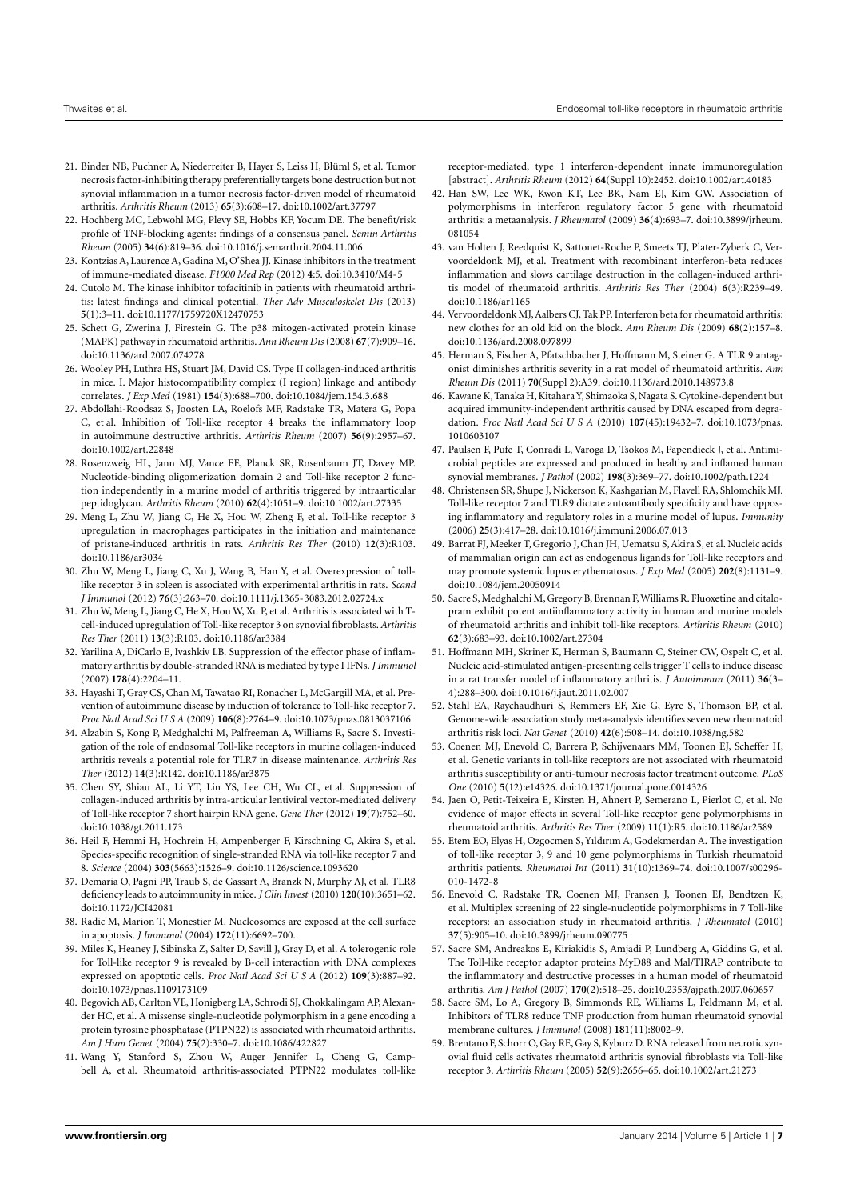21. Binder NB, Puchner A, Niederreiter B, Hayer S, Leiss H, Blüml S, et al. Tumor necrosis factor-inhibiting therapy preferentially targets bone destruction but not synovial inflammation in a tumor necrosis factor-driven model of rheumatoid arthritis. *Arthritis Rheum* (2013) **65**(3):608–17. doi:10.1002/art.37797
22. Hochberg MC, Lebwohl MG, Plevy SE, Hobbs KF, Yocum DE. The benefit/risk profile of TNF-blocking agents: findings of a consensus panel. *Semin Arthritis Rheum* (2005) **34**(6):819–36. doi:10.1016/j.semarthrit.2004.11.006
23. Kontzias A, Laurence A, Gadina M, O'Shea JJ. Kinase inhibitors in the treatment of immune-mediated disease. *F1000 Med Rep* (2012) **4**:5. doi:10.3410/M4-5
24. Cutolo M. The kinase inhibitor tofacitinib in patients with rheumatoid arthritis: latest findings and clinical potential. *Ther Adv Musculoskelet Dis* (2013) **5**(1):3–11. doi:10.1177/1759720X12470753
25. Schett G, Zwerina J, Firestein G. The p38 mitogen-activated protein kinase (MAPK) pathway in rheumatoid arthritis. *Ann Rheum Dis* (2008) **67**(7):909–16. doi:10.1136/ard.2007.074278
26. Wooley PH, Luthra HS, Stuart JM, David CS. Type II collagen-induced arthritis in mice. I. Major histocompatibility complex (I region) linkage and antibody correlates. *J Exp Med* (1981) **154**(3):688–700. doi:10.1084/jem.154.3.688
27. Abdollahi-Roodsaz S, Joosten LA, Roelofs MF, Radstake TR, Matera G, Popa C, et al. Inhibition of Toll-like receptor 4 breaks the inflammatory loop in autoimmune destructive arthritis. *Arthritis Rheum* (2007) **56**(9):2957–67. doi:10.1002/art.22848
28. Rosenzweig HL, Jann MJ, Vance EE, Planck SR, Rosenbaum JT, Davey MP. Nucleotide-binding oligomerization domain 2 and Toll-like receptor 2 function independently in a murine model of arthritis triggered by intraarticular peptidoglycan. *Arthritis Rheum* (2010) **62**(4):1051–9. doi:10.1002/art.27335
29. Meng L, Zhu W, Jiang C, He X, Hou W, Zheng F, et al. Toll-like receptor 3 upregulation in macrophages participates in the initiation and maintenance of pristane-induced arthritis in rats. *Arthritis Res Ther* (2010) **12**(3):R103. doi:10.1186/ar3034
30. Zhu W, Meng L, Jiang C, Xu J, Wang B, Han Y, et al. Overexpression of toll-like receptor 3 in spleen is associated with experimental arthritis in rats. *Scand J Immunol* (2012) **76**(3):263–70. doi:10.1111/j.1365-3083.2012.02724.x
31. Zhu W, Meng L, Jiang C, He X, Hou W, Xu P, et al. Arthritis is associated with T-cell-induced upregulation of Toll-like receptor 3 on synovial fibroblasts. *Arthritis Res Ther* (2011) **13**(3):R103. doi:10.1186/ar3384
32. Yarilina A, DiCarlo E, Ivashkiv LB. Suppression of the effector phase of inflammatory arthritis by double-stranded RNA is mediated by type I IFNs. *J Immunol* (2007) **178**(4):2204–11.
33. Hayashi T, Gray CS, Chan M, Tawatao RI, Ronacher L, McGargill MA, et al. Prevention of autoimmune disease by induction of tolerance to Toll-like receptor 7. *Proc Natl Acad Sci U S A* (2009) **106**(8):2764–9. doi:10.1073/pnas.0813037106
34. Alzabin S, Kong P, Medghalchi M, Palfreeman A, Williams R, Sacre S. Investigation of the role of endosomal Toll-like receptors in murine collagen-induced arthritis reveals a potential role for TLR7 in disease maintenance. *Arthritis Res Ther* (2012) **14**(3):R142. doi:10.1186/ar3875
35. Chen SY, Shiau AL, Li YT, Lin YS, Lee CH, Wu CL, et al. Suppression of collagen-induced arthritis by intra-articular lentiviral vector-mediated delivery of Toll-like receptor 7 short hairpin RNA gene. *Gene Ther* (2012) **19**(7):752–60. doi:10.1038/gt.2011.173
36. Heil F, Hemmi H, Hochrein H, Ampenberger F, Kirschning C, Akira S, et al. Species-specific recognition of single-stranded RNA via toll-like receptor 7 and 8. *Science* (2004) **303**(5663):1526–9. doi:10.1126/science.1093620
37. Demaria O, Pagni PP, Traub S, de Gassart A, Branzk N, Murphy AJ, et al. TLR8 deficiency leads to autoimmunity in mice. *J Clin Invest* (2010) **120**(10):3651–62. doi:10.1172/JCI42081
38. Radic M, Marion T, Monestier M. Nucleosomes are exposed at the cell surface in apoptosis. *J Immunol* (2004) **172**(11):6692–700.
39. Miles K, Heaney J, Sibinska Z, Salter D, Savill J, Gray D, et al. A tolerogenic role for Toll-like receptor 9 is revealed by B-cell interaction with DNA complexes expressed on apoptotic cells. *Proc Natl Acad Sci U S A* (2012) **109**(3):887–92. doi:10.1073/pnas.1109173109
40. Begovich AB, Carlton VE, Honigberg LA, Schrodi SJ, Chokkalingam AP, Alexander HC, et al. A missense single-nucleotide polymorphism in a gene encoding a protein tyrosine phosphatase (PTPN22) is associated with rheumatoid arthritis. *Am J Hum Genet* (2004) **75**(2):330–7. doi:10.1086/422827
41. Wang Y, Stanford S, Zhou W, Auger Jennifer L, Cheng G, Campbell A, et al. Rheumatoid arthritis-associated PTPN22 modulates toll-like receptor-mediated, type 1 interferon-dependent innate immunoregulation [abstract]. *Arthritis Rheum* (2012) **64**(Suppl 10):2452. doi:10.1002/art.40183
42. Han SW, Lee WK, Kwon KT, Lee BK, Nam EJ, Kim GW. Association of polymorphisms in interferon regulatory factor 5 gene with rheumatoid arthritis: a metaanalysis. *J Rheumatol* (2009) **36**(4):693–7. doi:10.3899/jrheum.081054
43. van Holten J, Reedquist K, Sattonet-Roche P, Smeets TJ, Plater-Zyberk C, Vervoordeldonk MJ, et al. Treatment with recombinant interferon-beta reduces inflammation and slows cartilage destruction in the collagen-induced arthritis model of rheumatoid arthritis. *Arthritis Res Ther* (2004) **6**(3):R239–49. doi:10.1186/ar1165
44. Vervoordeldonk MJ, Aalbers CJ, Tak PP. Interferon beta for rheumatoid arthritis: new clothes for an old kid on the block. *Ann Rheum Dis* (2009) **68**(2):157–8. doi:10.1136/ard.2008.097899
45. Herman S, Fischer A, Pfatschbacher J, Hoffmann M, Steiner G. A TLR 9 antagonist diminishes arthritis severity in a rat model of rheumatoid arthritis. *Ann Rheum Dis* (2011) **70**(Suppl 2):A39. doi:10.1136/ard.2010.148973.8
46. Kawane K, Tanaka H, Kitahara Y, Shimaoka S, Nagata S. Cytokine-dependent but acquired immunity-independent arthritis caused by DNA escaped from degradation. *Proc Natl Acad Sci U S A* (2010) **107**(45):19432–7. doi:10.1073/pnas.1010603107
47. Paulsen F, Pufe T, Conradi L, Varoga D, Tsokos M, Papendieck J, et al. Antimicrobial peptides are expressed and produced in healthy and inflamed human synovial membranes. *J Pathol* (2002) **198**(3):369–77. doi:10.1002/path.1224
48. Christensen SR, Shupe J, Nickerson K, Kashgarian M, Flavell RA, Shlomchik MJ. Toll-like receptor 7 and TLR9 dictate autoantibody specificity and have opposing inflammatory and regulatory roles in a murine model of lupus. *Immunity* (2006) **25**(3):417–28. doi:10.1016/j.immuni.2006.07.013
49. Barrat FJ, Meeker T, Gregorio J, Chan JH, Uematsu S, Akira S, et al. Nucleic acids of mammalian origin can act as endogenous ligands for Toll-like receptors and may promote systemic lupus erythematosus. *J Exp Med* (2005) **202**(8):1131–9. doi:10.1084/jem.20050914
50. Sacre S, Medghalchi M, Gregory B, Brennan F, Williams R. Fluoxetine and citalopram exhibit potent antiinflammatory activity in human and murine models of rheumatoid arthritis and inhibit toll-like receptors. *Arthritis Rheum* (2010) **62**(3):683–93. doi:10.1002/art.27304
51. Hoffmann MH, Skriner K, Herman S, Baumann C, Steiner CW, Ospelt C, et al. Nucleic acid-stimulated antigen-presenting cells trigger T cells to induce disease in a rat transfer model of inflammatory arthritis. *J Autoimmun* (2011) **36**(3–4):288–300. doi:10.1016/j.jaut.2011.02.007
52. Stahl EA, Raychaudhuri S, Remmers EF, Xie G, Eyre S, Thomson BP, et al. Genome-wide association study meta-analysis identifies seven new rheumatoid arthritis risk loci. *Nat Genet* (2010) **42**(6):508–14. doi:10.1038/ng.582
53. Coenen MJ, Enevold C, Barrera P, Schijvenaars MM, Toonen EJ, Scheffer H, et al. Genetic variants in toll-like receptors are not associated with rheumatoid arthritis susceptibility or anti-tumour necrosis factor treatment outcome. *PLoS One* (2010) **5**(12):e14326. doi:10.1371/journal.pone.0014326
54. Jaen O, Petit-Teixeira E, Kirsten H, Ahnert P, Semerano L, Pierlot C, et al. No evidence of major effects in several Toll-like receptor gene polymorphisms in rheumatoid arthritis. *Arthritis Res Ther* (2009) **11**(1):R5. doi:10.1186/ar2589
55. Etem EO, Elyas H, Ozgocmen S, Yıldırım A, Godekmerdan A. The investigation of toll-like receptor 3, 9 and 10 gene polymorphisms in Turkish rheumatoid arthritis patients. *Rheumatol Int* (2011) **31**(10):1369–74. doi:10.1007/s00296-010-1472-8
56. Enevold C, Radstake TR, Coenen MJ, Fransen J, Toonen EJ, Bendtzen K, et al. Multiplex screening of 22 single-nucleotide polymorphisms in 7 Toll-like receptors: an association study in rheumatoid arthritis. *J Rheumatol* (2010) **37**(5):905–10. doi:10.3899/jrheum.090775
57. Sacre SM, Andreakos E, Kiriakidis S, Amjadi P, Lundberg A, Giddins G, et al. The Toll-like receptor adaptor proteins MyD88 and Mal/TIRAP contribute to the inflammatory and destructive processes in a human model of rheumatoid arthritis. *Am J Pathol* (2007) **170**(2):518–25. doi:10.2353/ajpath.2007.060657
58. Sacre SM, Lo A, Gregory B, Simmonds RE, Williams L, Feldmann M, et al. Inhibitors of TLR8 reduce TNF production from human rheumatoid synovial membrane cultures. *J Immunol* (2008) **181**(11):8002–9.
59. Brentano F, Schorr O, Gay RE, Gay S, Kyburz D. RNA released from necrotic synovial fluid cells activates rheumatoid arthritis synovial fibroblasts via Toll-like receptor 3. *Arthritis Rheum* (2005) **52**(9):2656–65. doi:10.1002/art.21273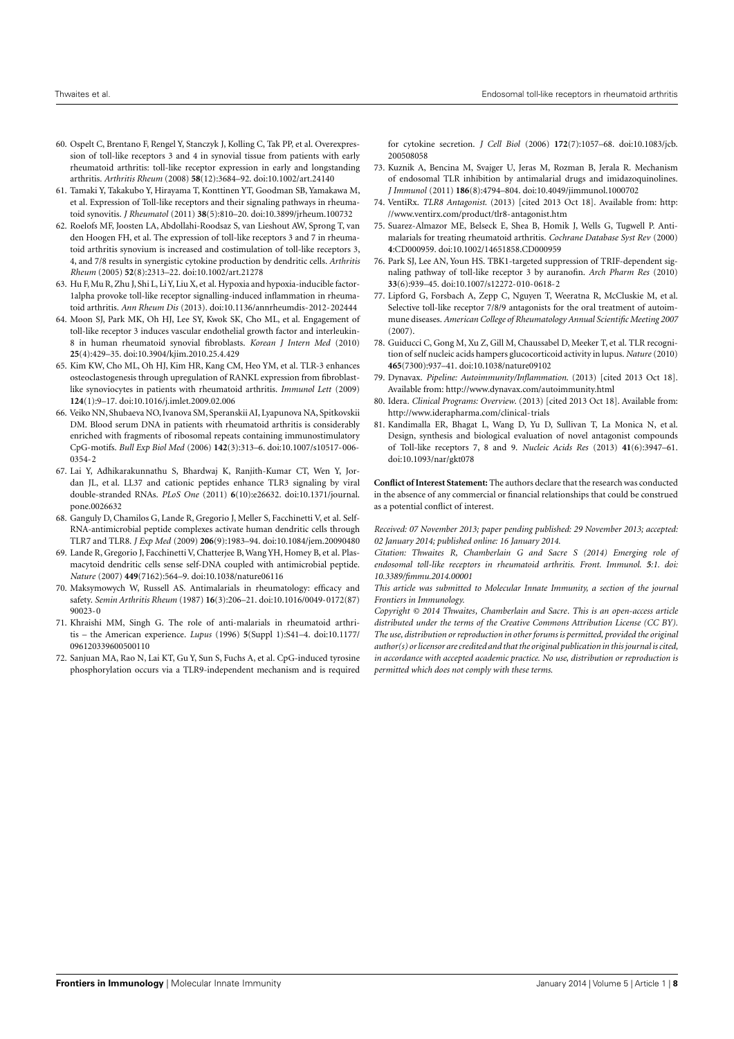60. Ospelt C, Brentano F, Rengel Y, Stanczyk J, Kolling C, Tak PP, et al. Overexpression of toll-like receptors 3 and 4 in synovial tissue from patients with early rheumatoid arthritis: toll-like receptor expression in early and longstanding arthritis. *Arthritis Rheum* (2008) **58**(12):3684–92. doi:10.1002/art.24140
61. Tamaki Y, Takakubo Y, Hirayama T, Konttinen YT, Goodman SB, Yamakawa M, et al. Expression of Toll-like receptors and their signaling pathways in rheumatoid synovitis. *J Rheumatol* (2011) **38**(5):810–20. doi:10.3899/jrheum.100732
62. Roelofs MF, Joosten LA, Abdollahi-Roodsaz S, van Lieshout AW, Sprong T, van den Hoogen FH, et al. The expression of toll-like receptors 3 and 7 in rheumatoid arthritis synovium is increased and costimulation of toll-like receptors 3, 4, and 7/8 results in synergistic cytokine production by dendritic cells. *Arthritis Rheum* (2005) **52**(8):2313–22. doi:10.1002/art.21278
63. Hu F, Mu R, Zhu J, Shi L, Li Y, Liu X, et al. Hypoxia and hypoxia-inducible factor-1alpha provoke toll-like receptor signalling-induced inflammation in rheumatoid arthritis. *Ann Rheum Dis* (2013). doi:10.1136/annrheumdis-2012-202444
64. Moon SJ, Park MK, Oh HJ, Lee SY, Kwok SK, Cho ML, et al. Engagement of toll-like receptor 3 induces vascular endothelial growth factor and interleukin-8 in human rheumatoid synovial fibroblasts. *Korean J Intern Med* (2010) **25**(4):429–35. doi:10.3904/kjim.2010.25.4.429
65. Kim KW, Cho ML, Oh HJ, Kim HR, Kang CM, Heo YM, et al. TLR-3 enhances osteoclastogenesis through upregulation of RANKL expression from fibroblast-like synoviocytes in patients with rheumatoid arthritis. *Immunol Lett* (2009) **124**(1):9–17. doi:10.1016/j.imlet.2009.02.006
66. Veiko NN, Shubaeva NO, Ivanova SM, Speranskii AI, Lyapunova NA, Spitkovskii DM. Blood serum DNA in patients with rheumatoid arthritis is considerably enriched with fragments of ribosomal repeats containing immunostimulatory CpG-motifs. *Bull Exp Biol Med* (2006) **142**(3):313–6. doi:10.1007/s10517-006-0354-2
67. Lai Y, Adhikarakunnathu S, Bhardwaj K, Ranjith-Kumar CT, Wen Y, Jordan JL, et al. LL37 and cationic peptides enhance TLR3 signaling by viral double-stranded RNAs. *PLoS One* (2011) **6**(10):e26632. doi:10.1371/journal.pone.0026632
68. Ganguly D, Chamilos G, Lande R, Gregorio J, Meller S, Facchinetti V, et al. Self-RNA-antimicrobial peptide complexes activate human dendritic cells through TLR7 and TLR8. *J Exp Med* (2009) **206**(9):1983–94. doi:10.1084/jem.20090480
69. Lande R, Gregorio J, Facchinetti V, Chatterjee B, Wang YH, Homey B, et al. Plasmacytoid dendritic cells sense self-DNA coupled with antimicrobial peptide. *Nature* (2007) **449**(7162):564–9. doi:10.1038/nature06116
70. Maksymowych W, Russell AS. Antimalarials in rheumatology: efficacy and safety. *Semin Arthritis Rheum* (1987) **16**(3):206–21. doi:10.1016/0049-0172(87)90023-0
71. Khraishi MM, Singh G. The role of anti-malarials in rheumatoid arthritis – the American experience. *Lupus* (1996) **5**(Suppl 1):S41–4. doi:10.1177/096120339600500110
72. Sanjuan MA, Rao N, Lai KT, Gu Y, Sun S, Fuchs A, et al. CpG-induced tyrosine phosphorylation occurs via a TLR9-independent mechanism and is required for cytokine secretion. *J Cell Biol* (2006) **172**(7):1057–68. doi:10.1083/jcb.200508058
73. Kuznik A, Bencina M, Svajger U, Jeras M, Rozman B, Jerala R. Mechanism of endosomal TLR inhibition by antimalarial drugs and imidazoquinolines. *J Immunol* (2011) **186**(8):4794–804. doi:10.4049/jimmunol.1000702
74. VentiRx. *TLR8 Antagonist*. (2013) [cited 2013 Oct 18]. Available from: http://www.ventirx.com/product/tlr8-antagonist.htm
75. Suarez-Almazor ME, Belseck E, Shea B, Homik J, Wells G, Tugwell P. Antimalarials for treating rheumatoid arthritis. *Cochrane Database Syst Rev* (2000) **4**:CD000959. doi:10.1002/14651858.CD000959
76. Park SJ, Lee AN, Youn HS. TBK1-targeted suppression of TRIF-dependent signaling pathway of toll-like receptor 3 by auranofin. *Arch Pharm Res* (2010) **33**(6):939–45. doi:10.1007/s12272-010-0618-2
77. Lipford G, Forsbach A, Zepp C, Nguyen T, Weeratna R, McCluskie M, et al. Selective toll-like receptor 7/8/9 antagonists for the oral treatment of autoimmune diseases. *American College of Rheumatology Annual Scientific Meeting 2007* (2007).
78. Guiducci C, Gong M, Xu Z, Gill M, Chaussabel D, Meeker T, et al. TLR recognition of self nucleic acids hampers glucocorticoid activity in lupus. *Nature* (2010) **465**(7300):937–41. doi:10.1038/nature09102
79. Dynavax. *Pipeline: Autoimmunity/Inflammation*. (2013) [cited 2013 Oct 18]. Available from: http://www.dynavax.com/autoimmunity.html
80. Idera. *Clinical Programs: Overview*. (2013) [cited 2013 Oct 18]. Available from: http://www.iderapharma.com/clinical-trials
81. Kandimalla ER, Bhagat L, Wang D, Yu D, Sullivan T, La Monica N, et al. Design, synthesis and biological evaluation of novel antagonist compounds of Toll-like receptors 7, 8 and 9. *Nucleic Acids Res* (2013) **41**(6):3947–61. doi:10.1093/nar/gkt078

**Conflict of Interest Statement:** The authors declare that the research was conducted in the absence of any commercial or financial relationships that could be construed as a potential conflict of interest.

*Received: 07 November 2013; paper pending published: 29 November 2013; accepted: 02 January 2014; published online: 16 January 2014.*

*Citation: Thwaites R, Chamberlain G and Sacre S (2014) Emerging role of endosomal toll-like receptors in rheumatoid arthritis. Front. Immunol. **5**:1. doi: 10.3389/fimmu.2014.00001*

*This article was submitted to Molecular Innate Immunity, a section of the journal Frontiers in Immunology.*

*Copyright © 2014 Thwaites, Chamberlain and Sacre. This is an open-access article distributed under the terms of the Creative Commons Attribution License (CC BY). The use, distribution or reproduction in other forums is permitted, provided the original author(s) or licensor are credited and that the original publication in this journal is cited, in accordance with accepted academic practice. No use, distribution or reproduction is permitted which does not comply with these terms.*